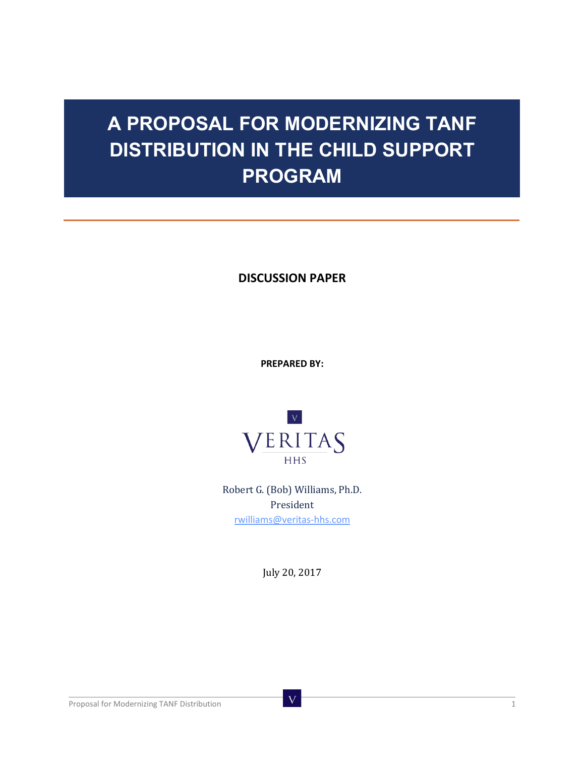# A PROPOSAL FOR MODERNIZING TANF DISTRIBUTION IN THE CHILD SUPPORT PROGRAM

**DISCUSSION PAPER**

**PREPARED BY:**

VERITAS HHS

Robert G. (Bob) Williams, Ph.D.
President
rwilliams@veritas-hhs.com

July 20, 2017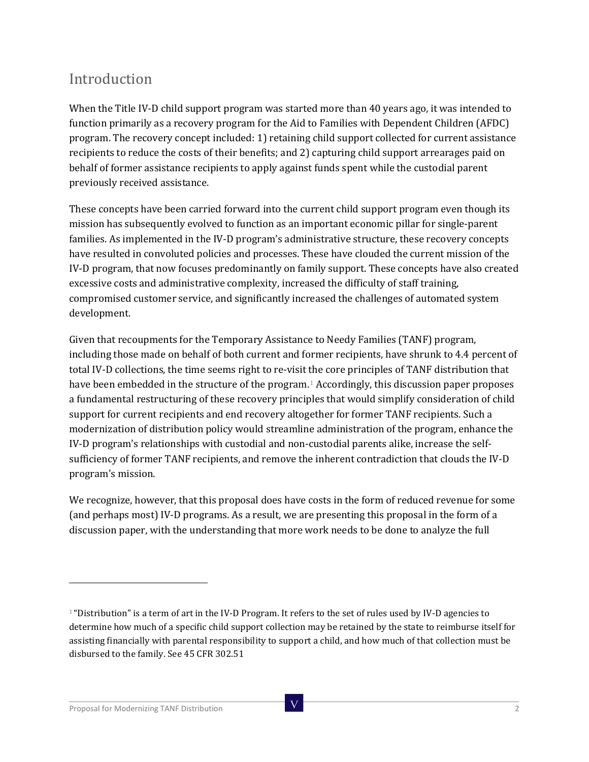## Introduction

When the Title IV-D child support program was started more than 40 years ago, it was intended to function primarily as a recovery program for the Aid to Families with Dependent Children (AFDC) program. The recovery concept included: 1) retaining child support collected for current assistance recipients to reduce the costs of their benefits; and 2) capturing child support arrearages paid on behalf of former assistance recipients to apply against funds spent while the custodial parent previously received assistance.

These concepts have been carried forward into the current child support program even though its mission has subsequently evolved to function as an important economic pillar for single-parent families. As implemented in the IV-D program's administrative structure, these recovery concepts have resulted in convoluted policies and processes. These have clouded the current mission of the IV-D program, that now focuses predominantly on family support. These concepts have also created excessive costs and administrative complexity, increased the difficulty of staff training, compromised customer service, and significantly increased the challenges of automated system development.

Given that recoupments for the Temporary Assistance to Needy Families (TANF) program, including those made on behalf of both current and former recipients, have shrunk to 4.4 percent of total IV-D collections, the time seems right to re-visit the core principles of TANF distribution that have been embedded in the structure of the program.[1] Accordingly, this discussion paper proposes a fundamental restructuring of these recovery principles that would simplify consideration of child support for current recipients and end recovery altogether for former TANF recipients. Such a modernization of distribution policy would streamline administration of the program, enhance the IV-D program's relationships with custodial and non-custodial parents alike, increase the self-sufficiency of former TANF recipients, and remove the inherent contradiction that clouds the IV-D program's mission.

We recognize, however, that this proposal does have costs in the form of reduced revenue for some (and perhaps most) IV-D programs. As a result, we are presenting this proposal in the form of a discussion paper, with the understanding that more work needs to be done to analyze the full

---

[1] "Distribution" is a term of art in the IV-D Program. It refers to the set of rules used by IV-D agencies to determine how much of a specific child support collection may be retained by the state to reimburse itself for assisting financially with parental responsibility to support a child, and how much of that collection must be disbursed to the family. See 45 CFR 302.51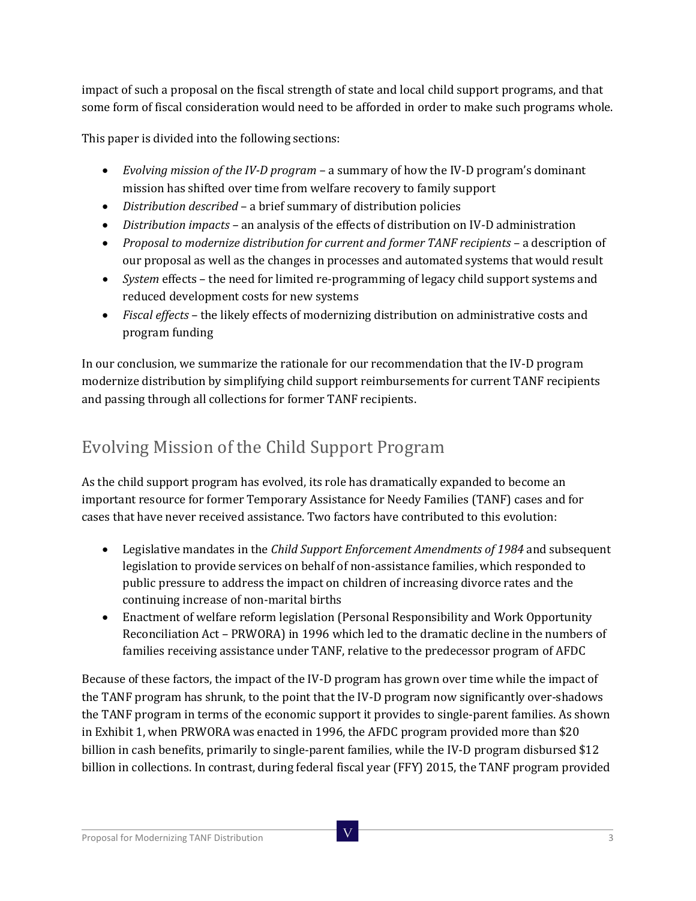impact of such a proposal on the fiscal strength of state and local child support programs, and that some form of fiscal consideration would need to be afforded in order to make such programs whole.

This paper is divided into the following sections:

- *Evolving mission of the IV-D program* – a summary of how the IV-D program's dominant mission has shifted over time from welfare recovery to family support
- *Distribution described* – a brief summary of distribution policies
- *Distribution impacts* – an analysis of the effects of distribution on IV-D administration
- *Proposal to modernize distribution for current and former TANF recipients* – a description of our proposal as well as the changes in processes and automated systems that would result
- *System* effects – the need for limited re-programming of legacy child support systems and reduced development costs for new systems
- *Fiscal effects* – the likely effects of modernizing distribution on administrative costs and program funding

In our conclusion, we summarize the rationale for our recommendation that the IV-D program modernize distribution by simplifying child support reimbursements for current TANF recipients and passing through all collections for former TANF recipients.

## Evolving Mission of the Child Support Program

As the child support program has evolved, its role has dramatically expanded to become an important resource for former Temporary Assistance for Needy Families (TANF) cases and for cases that have never received assistance. Two factors have contributed to this evolution:

- Legislative mandates in the *Child Support Enforcement Amendments of 1984* and subsequent legislation to provide services on behalf of non-assistance families, which responded to public pressure to address the impact on children of increasing divorce rates and the continuing increase of non-marital births
- Enactment of welfare reform legislation (Personal Responsibility and Work Opportunity Reconciliation Act – PRWORA) in 1996 which led to the dramatic decline in the numbers of families receiving assistance under TANF, relative to the predecessor program of AFDC

Because of these factors, the impact of the IV-D program has grown over time while the impact of the TANF program has shrunk, to the point that the IV-D program now significantly over-shadows the TANF program in terms of the economic support it provides to single-parent families. As shown in Exhibit 1, when PRWORA was enacted in 1996, the AFDC program provided more than $20 billion in cash benefits, primarily to single-parent families, while the IV-D program disbursed $12 billion in collections. In contrast, during federal fiscal year (FFY) 2015, the TANF program provided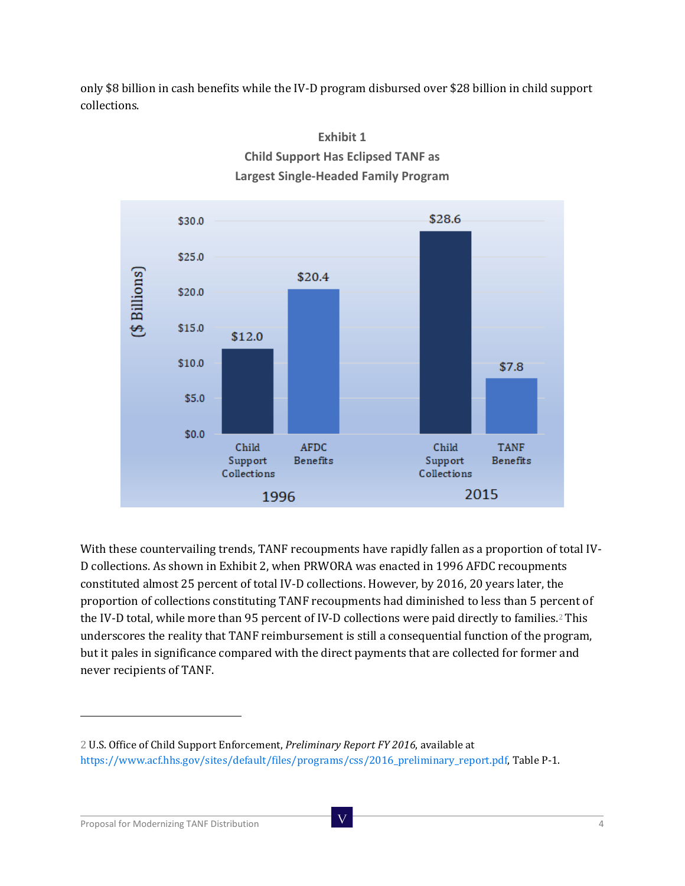only $8 billion in cash benefits while the IV-D program disbursed over $28 billion in child support collections.

**Exhibit 1**
**Child Support Has Eclipsed TANF as Largest Single-Headed Family Program**

| Year | Category | ($ Billions) |
|---|---|---|
| 1996 | Child Support Collections | $12.0 |
| 1996 | AFDC Benefits | $20.4 |
| 2015 | Child Support Collections | $28.6 |
| 2015 | TANF Benefits | $7.8 |

With these countervailing trends, TANF recoupments have rapidly fallen as a proportion of total IV-D collections. As shown in Exhibit 2, when PRWORA was enacted in 1996 AFDC recoupments constituted almost 25 percent of total IV-D collections. However, by 2016, 20 years later, the proportion of collections constituting TANF recoupments had diminished to less than 5 percent of the IV-D total, while more than 95 percent of IV-D collections were paid directly to families.[2] This underscores the reality that TANF reimbursement is still a consequential function of the program, but it pales in significance compared with the direct payments that are collected for former and never recipients of TANF.

---

2 U.S. Office of Child Support Enforcement, *Preliminary Report FY 2016*, available at https://www.acf.hhs.gov/sites/default/files/programs/css/2016_preliminary_report.pdf, Table P-1.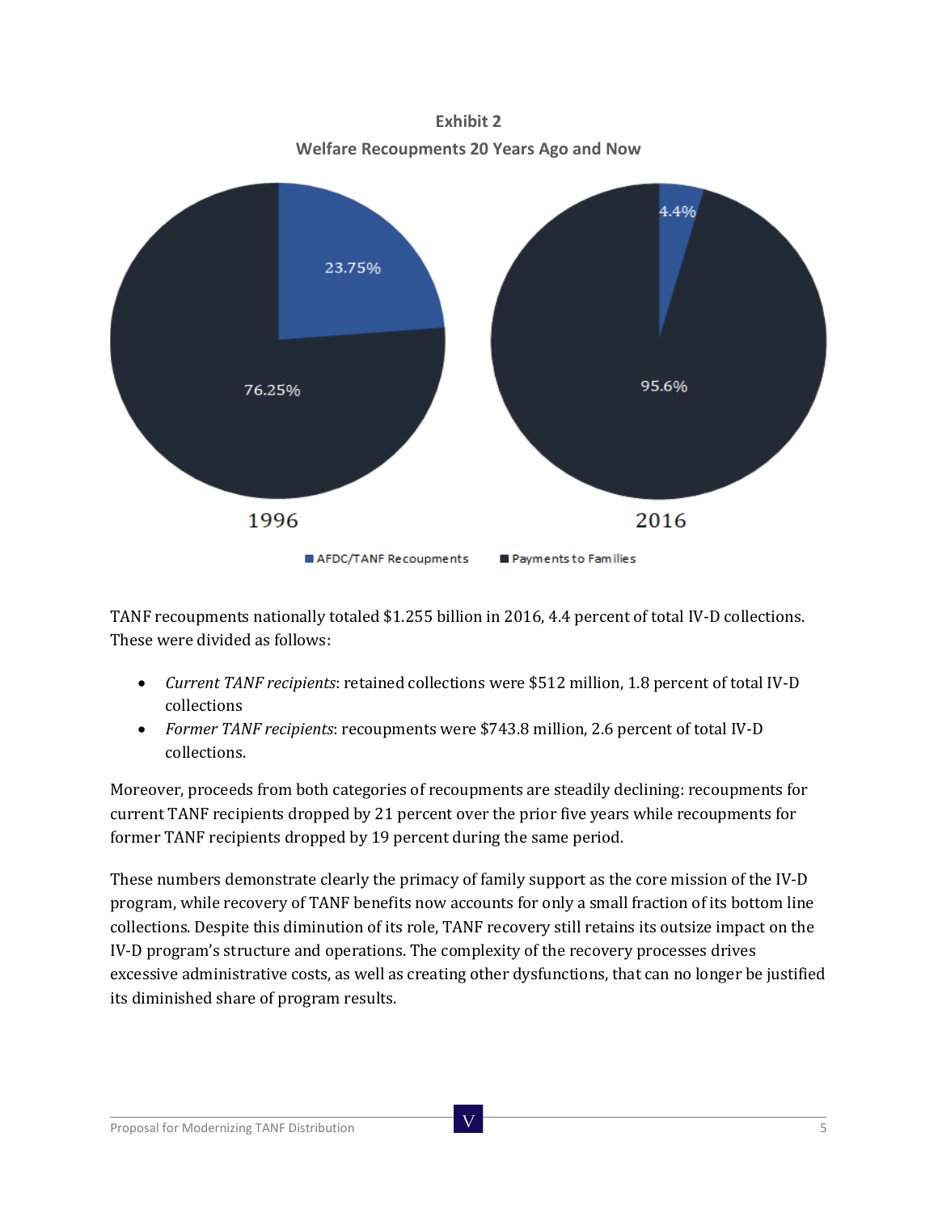**Exhibit 2**

**Welfare Recoupments 20 Years Ago and Now**

| | AFDC/TANF Recoupments | Payments to Families |
|---|---|---|
| 1996 | 23.75% | 76.25% |
| 2016 | 4.4% | 95.6% |

TANF recoupments nationally totaled $1.255 billion in 2016, 4.4 percent of total IV-D collections. These were divided as follows:

- *Current TANF recipients*: retained collections were $512 million, 1.8 percent of total IV-D collections
- *Former TANF recipients*: recoupments were $743.8 million, 2.6 percent of total IV-D collections.

Moreover, proceeds from both categories of recoupments are steadily declining: recoupments for current TANF recipients dropped by 21 percent over the prior five years while recoupments for former TANF recipients dropped by 19 percent during the same period.

These numbers demonstrate clearly the primacy of family support as the core mission of the IV-D program, while recovery of TANF benefits now accounts for only a small fraction of its bottom line collections. Despite this diminution of its role, TANF recovery still retains its outsize impact on the IV-D program's structure and operations. The complexity of the recovery processes drives excessive administrative costs, as well as creating other dysfunctions, that can no longer be justified its diminished share of program results.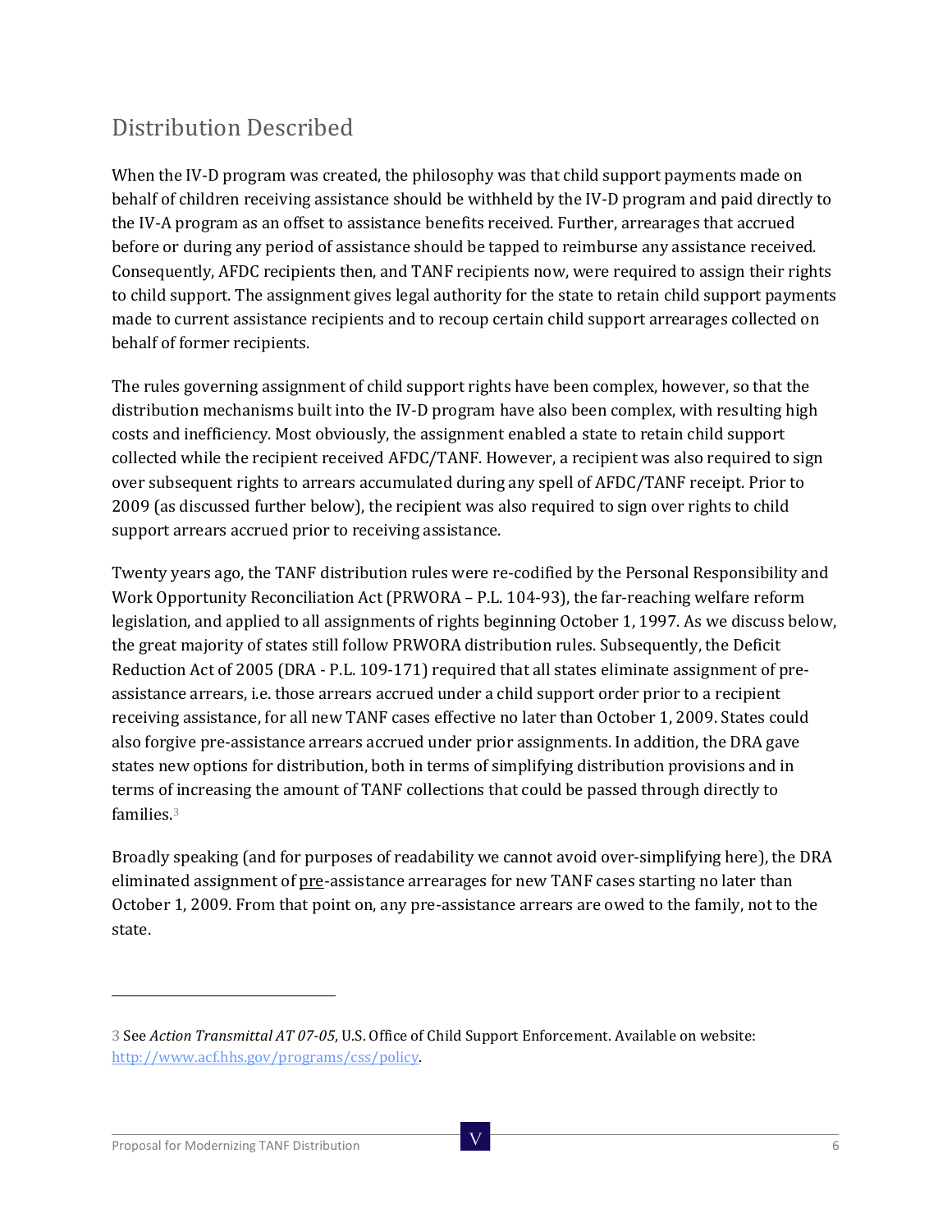## Distribution Described

When the IV-D program was created, the philosophy was that child support payments made on behalf of children receiving assistance should be withheld by the IV-D program and paid directly to the IV-A program as an offset to assistance benefits received. Further, arrearages that accrued before or during any period of assistance should be tapped to reimburse any assistance received. Consequently, AFDC recipients then, and TANF recipients now, were required to assign their rights to child support. The assignment gives legal authority for the state to retain child support payments made to current assistance recipients and to recoup certain child support arrearages collected on behalf of former recipients.

The rules governing assignment of child support rights have been complex, however, so that the distribution mechanisms built into the IV-D program have also been complex, with resulting high costs and inefficiency. Most obviously, the assignment enabled a state to retain child support collected while the recipient received AFDC/TANF. However, a recipient was also required to sign over subsequent rights to arrears accumulated during any spell of AFDC/TANF receipt. Prior to 2009 (as discussed further below), the recipient was also required to sign over rights to child support arrears accrued prior to receiving assistance.

Twenty years ago, the TANF distribution rules were re-codified by the Personal Responsibility and Work Opportunity Reconciliation Act (PRWORA – P.L. 104-93), the far-reaching welfare reform legislation, and applied to all assignments of rights beginning October 1, 1997. As we discuss below, the great majority of states still follow PRWORA distribution rules. Subsequently, the Deficit Reduction Act of 2005 (DRA - P.L. 109-171) required that all states eliminate assignment of pre-assistance arrears, i.e. those arrears accrued under a child support order prior to a recipient receiving assistance, for all new TANF cases effective no later than October 1, 2009. States could also forgive pre-assistance arrears accrued under prior assignments. In addition, the DRA gave states new options for distribution, both in terms of simplifying distribution provisions and in terms of increasing the amount of TANF collections that could be passed through directly to families.[3]

Broadly speaking (and for purposes of readability we cannot avoid over-simplifying here), the DRA eliminated assignment of <u>pre</u>-assistance arrearages for new TANF cases starting no later than October 1, 2009. From that point on, any pre-assistance arrears are owed to the family, not to the state.

---

3 See *Action Transmittal AT 07-05*, U.S. Office of Child Support Enforcement. Available on website: http://www.acf.hhs.gov/programs/css/policy.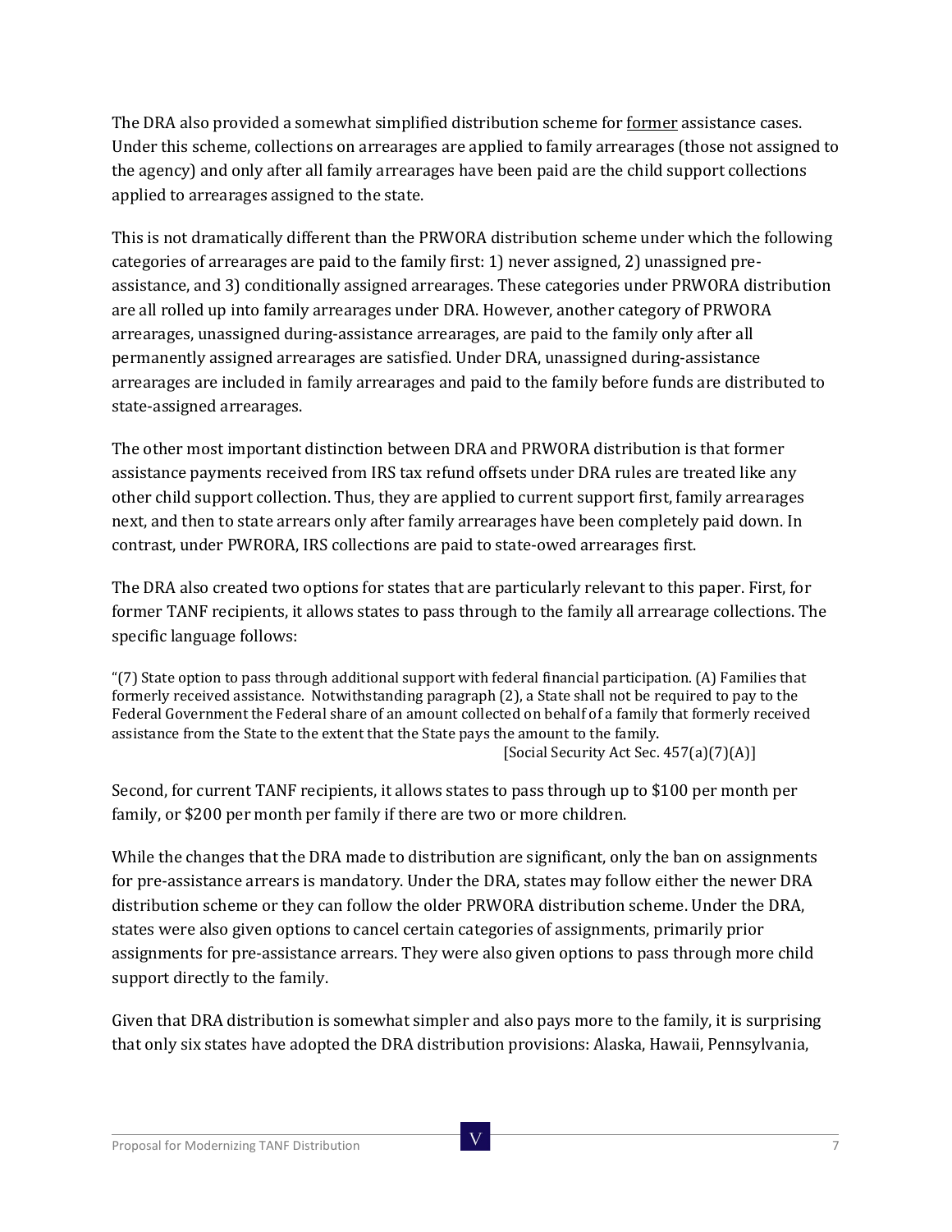The DRA also provided a somewhat simplified distribution scheme for <u>former</u> assistance cases. Under this scheme, collections on arrearages are applied to family arrearages (those not assigned to the agency) and only after all family arrearages have been paid are the child support collections applied to arrearages assigned to the state.

This is not dramatically different than the PRWORA distribution scheme under which the following categories of arrearages are paid to the family first: 1) never assigned, 2) unassigned pre-assistance, and 3) conditionally assigned arrearages. These categories under PRWORA distribution are all rolled up into family arrearages under DRA. However, another category of PRWORA arrearages, unassigned during-assistance arrearages, are paid to the family only after all permanently assigned arrearages are satisfied. Under DRA, unassigned during-assistance arrearages are included in family arrearages and paid to the family before funds are distributed to state-assigned arrearages.

The other most important distinction between DRA and PRWORA distribution is that former assistance payments received from IRS tax refund offsets under DRA rules are treated like any other child support collection. Thus, they are applied to current support first, family arrearages next, and then to state arrears only after family arrearages have been completely paid down. In contrast, under PWRORA, IRS collections are paid to state-owed arrearages first.

The DRA also created two options for states that are particularly relevant to this paper. First, for former TANF recipients, it allows states to pass through to the family all arrearage collections. The specific language follows:

"(7) State option to pass through additional support with federal financial participation. (A) Families that formerly received assistance. Notwithstanding paragraph (2), a State shall not be required to pay to the Federal Government the Federal share of an amount collected on behalf of a family that formerly received assistance from the State to the extent that the State pays the amount to the family.

[Social Security Act Sec. 457(a)(7)(A)]

Second, for current TANF recipients, it allows states to pass through up to $100 per month per family, or $200 per month per family if there are two or more children.

While the changes that the DRA made to distribution are significant, only the ban on assignments for pre-assistance arrears is mandatory. Under the DRA, states may follow either the newer DRA distribution scheme or they can follow the older PRWORA distribution scheme. Under the DRA, states were also given options to cancel certain categories of assignments, primarily prior assignments for pre-assistance arrears. They were also given options to pass through more child support directly to the family.

Given that DRA distribution is somewhat simpler and also pays more to the family, it is surprising that only six states have adopted the DRA distribution provisions: Alaska, Hawaii, Pennsylvania,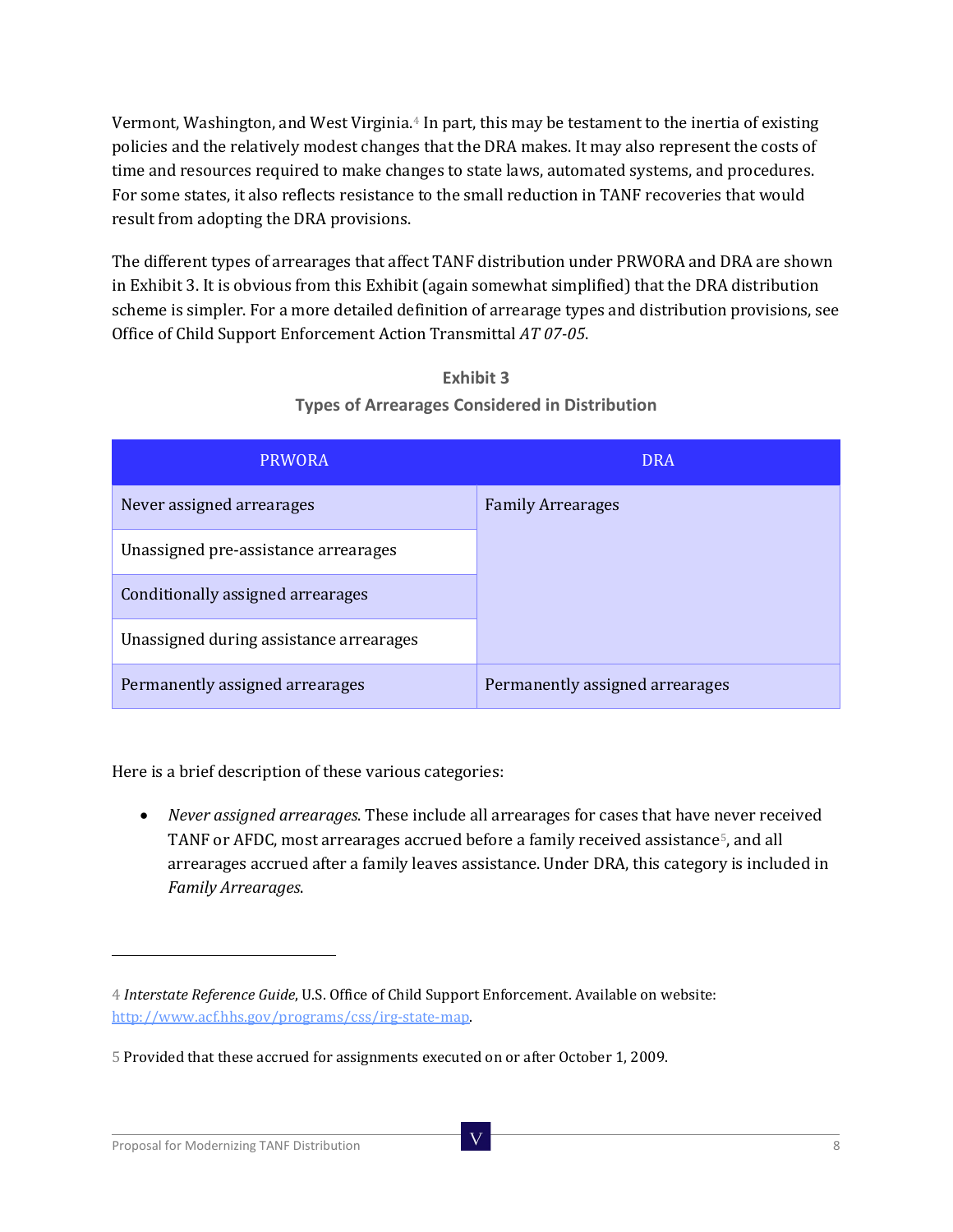Vermont, Washington, and West Virginia.[4] In part, this may be testament to the inertia of existing policies and the relatively modest changes that the DRA makes. It may also represent the costs of time and resources required to make changes to state laws, automated systems, and procedures. For some states, it also reflects resistance to the small reduction in TANF recoveries that would result from adopting the DRA provisions.

The different types of arrearages that affect TANF distribution under PRWORA and DRA are shown in Exhibit 3. It is obvious from this Exhibit (again somewhat simplified) that the DRA distribution scheme is simpler. For a more detailed definition of arrearage types and distribution provisions, see Office of Child Support Enforcement Action Transmittal *AT 07-05*.

**Exhibit 3**

**Types of Arrearages Considered in Distribution**

| PRWORA | DRA |
|---|---|
| Never assigned arrearages | Family Arrearages |
| Unassigned pre-assistance arrearages | |
| Conditionally assigned arrearages | |
| Unassigned during assistance arrearages | |
| Permanently assigned arrearages | Permanently assigned arrearages |

Here is a brief description of these various categories:

- *Never assigned arrearages*. These include all arrearages for cases that have never received TANF or AFDC, most arrearages accrued before a family received assistance[5], and all arrearages accrued after a family leaves assistance. Under DRA, this category is included in *Family Arrearages*.

---

4 *Interstate Reference Guide*, U.S. Office of Child Support Enforcement. Available on website: http://www.acf.hhs.gov/programs/css/irg-state-map.

5 Provided that these accrued for assignments executed on or after October 1, 2009.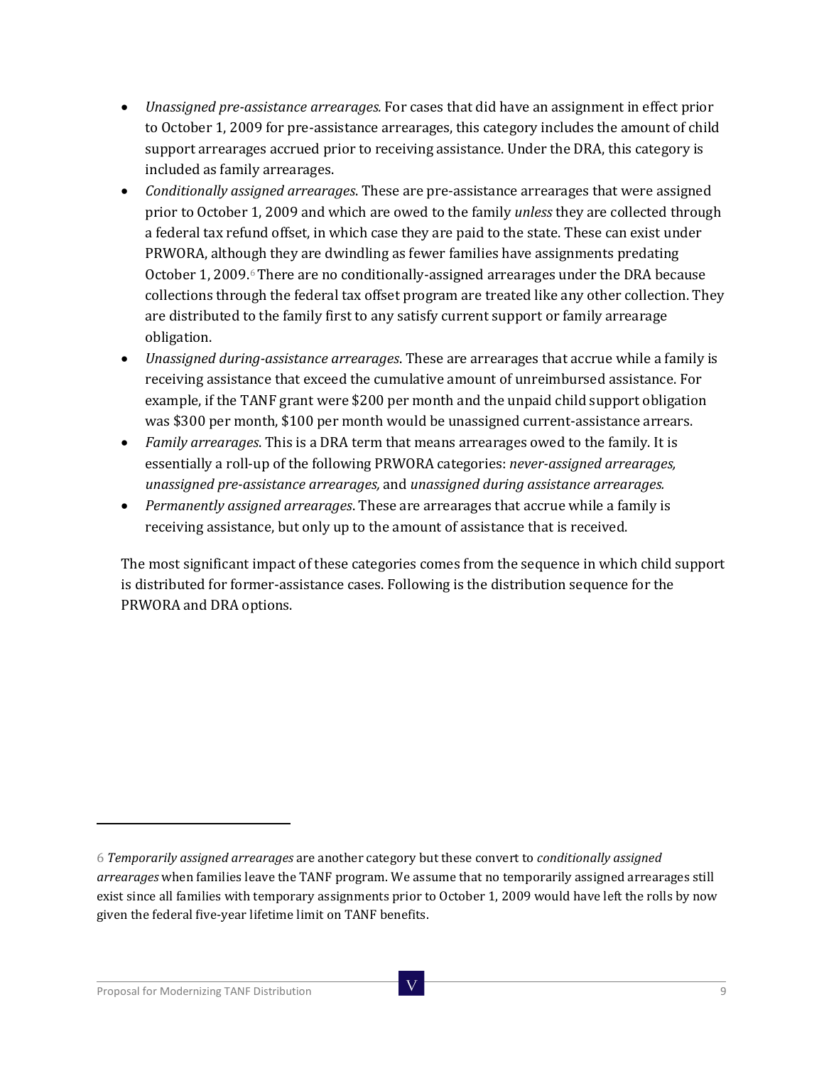- *Unassigned pre-assistance arrearages.* For cases that did have an assignment in effect prior to October 1, 2009 for pre-assistance arrearages, this category includes the amount of child support arrearages accrued prior to receiving assistance. Under the DRA, this category is included as family arrearages.
- *Conditionally assigned arrearages*. These are pre-assistance arrearages that were assigned prior to October 1, 2009 and which are owed to the family *unless* they are collected through a federal tax refund offset, in which case they are paid to the state. These can exist under PRWORA, although they are dwindling as fewer families have assignments predating October 1, 2009.[6] There are no conditionally-assigned arrearages under the DRA because collections through the federal tax offset program are treated like any other collection. They are distributed to the family first to any satisfy current support or family arrearage obligation.
- *Unassigned during-assistance arrearages*. These are arrearages that accrue while a family is receiving assistance that exceed the cumulative amount of unreimbursed assistance. For example, if the TANF grant were $200 per month and the unpaid child support obligation was $300 per month, $100 per month would be unassigned current-assistance arrears.
- *Family arrearages*. This is a DRA term that means arrearages owed to the family. It is essentially a roll-up of the following PRWORA categories: *never-assigned arrearages, unassigned pre-assistance arrearages,* and *unassigned during assistance arrearages.*
- *Permanently assigned arrearages*. These are arrearages that accrue while a family is receiving assistance, but only up to the amount of assistance that is received.

The most significant impact of these categories comes from the sequence in which child support is distributed for former-assistance cases. Following is the distribution sequence for the PRWORA and DRA options.

---

6 *Temporarily assigned arrearages* are another category but these convert to *conditionally assigned arrearages* when families leave the TANF program. We assume that no temporarily assigned arrearages still exist since all families with temporary assignments prior to October 1, 2009 would have left the rolls by now given the federal five-year lifetime limit on TANF benefits.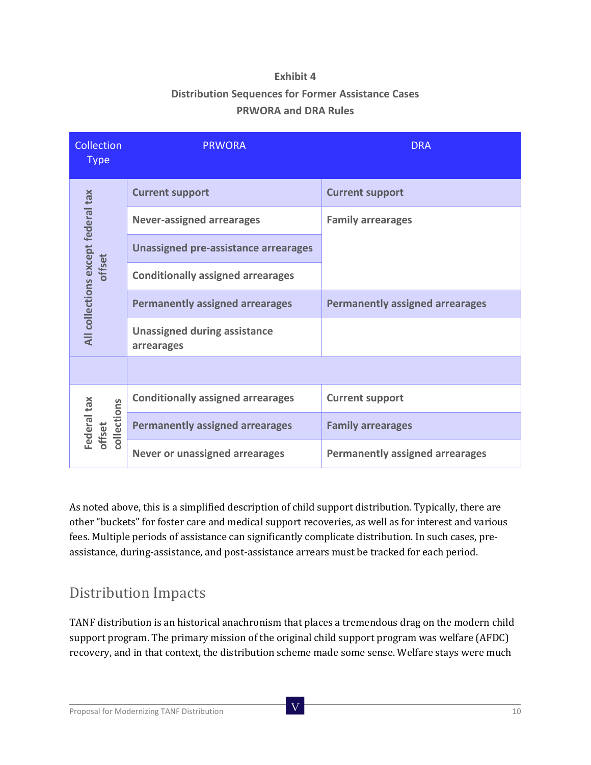**Exhibit 4**
**Distribution Sequences for Former Assistance Cases**
**PRWORA and DRA Rules**

| Collection Type | PRWORA | DRA |
|---|---|---|
| All collections except federal tax offset | Current support | Current support |
| | Never-assigned arrearages | Family arrearages |
| | Unassigned pre-assistance arrearages | |
| | Conditionally assigned arrearages | |
| | Permanently assigned arrearages | Permanently assigned arrearages |
| | Unassigned during assistance arrearages | |
| | | |
| Federal tax offset collections | Conditionally assigned arrearages | Current support |
| | Permanently assigned arrearages | Family arrearages |
| | Never or unassigned arrearages | Permanently assigned arrearages |

As noted above, this is a simplified description of child support distribution. Typically, there are other "buckets" for foster care and medical support recoveries, as well as for interest and various fees. Multiple periods of assistance can significantly complicate distribution. In such cases, pre-assistance, during-assistance, and post-assistance arrears must be tracked for each period.

## Distribution Impacts

TANF distribution is an historical anachronism that places a tremendous drag on the modern child support program. The primary mission of the original child support program was welfare (AFDC) recovery, and in that context, the distribution scheme made some sense. Welfare stays were much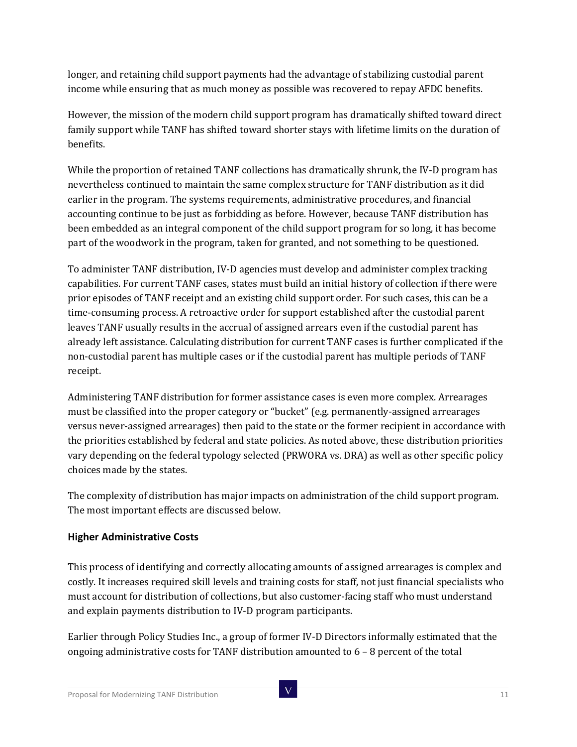longer, and retaining child support payments had the advantage of stabilizing custodial parent income while ensuring that as much money as possible was recovered to repay AFDC benefits.

However, the mission of the modern child support program has dramatically shifted toward direct family support while TANF has shifted toward shorter stays with lifetime limits on the duration of benefits.

While the proportion of retained TANF collections has dramatically shrunk, the IV-D program has nevertheless continued to maintain the same complex structure for TANF distribution as it did earlier in the program. The systems requirements, administrative procedures, and financial accounting continue to be just as forbidding as before. However, because TANF distribution has been embedded as an integral component of the child support program for so long, it has become part of the woodwork in the program, taken for granted, and not something to be questioned.

To administer TANF distribution, IV-D agencies must develop and administer complex tracking capabilities. For current TANF cases, states must build an initial history of collection if there were prior episodes of TANF receipt and an existing child support order. For such cases, this can be a time-consuming process. A retroactive order for support established after the custodial parent leaves TANF usually results in the accrual of assigned arrears even if the custodial parent has already left assistance. Calculating distribution for current TANF cases is further complicated if the non-custodial parent has multiple cases or if the custodial parent has multiple periods of TANF receipt.

Administering TANF distribution for former assistance cases is even more complex. Arrearages must be classified into the proper category or "bucket" (e.g. permanently-assigned arrearages versus never-assigned arrearages) then paid to the state or the former recipient in accordance with the priorities established by federal and state policies. As noted above, these distribution priorities vary depending on the federal typology selected (PRWORA vs. DRA) as well as other specific policy choices made by the states.

The complexity of distribution has major impacts on administration of the child support program. The most important effects are discussed below.

### Higher Administrative Costs

This process of identifying and correctly allocating amounts of assigned arrearages is complex and costly. It increases required skill levels and training costs for staff, not just financial specialists who must account for distribution of collections, but also customer-facing staff who must understand and explain payments distribution to IV-D program participants.

Earlier through Policy Studies Inc., a group of former IV-D Directors informally estimated that the ongoing administrative costs for TANF distribution amounted to 6 – 8 percent of the total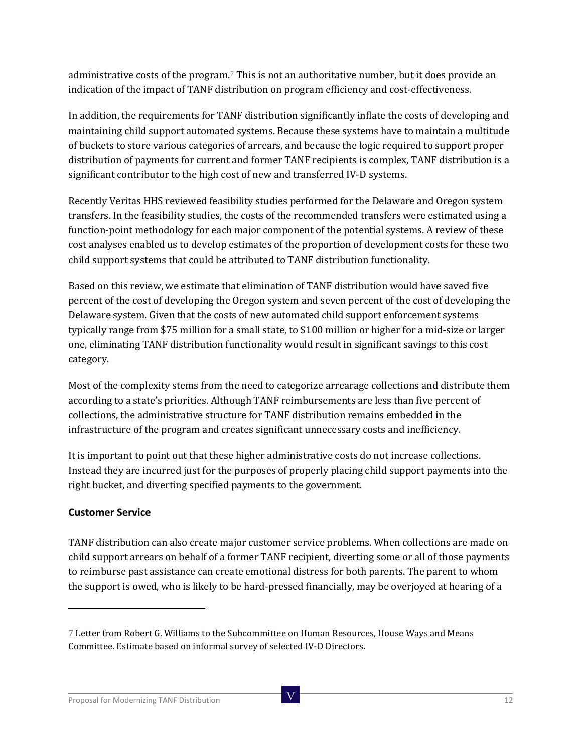administrative costs of the program.[7] This is not an authoritative number, but it does provide an indication of the impact of TANF distribution on program efficiency and cost-effectiveness.

In addition, the requirements for TANF distribution significantly inflate the costs of developing and maintaining child support automated systems. Because these systems have to maintain a multitude of buckets to store various categories of arrears, and because the logic required to support proper distribution of payments for current and former TANF recipients is complex, TANF distribution is a significant contributor to the high cost of new and transferred IV-D systems.

Recently Veritas HHS reviewed feasibility studies performed for the Delaware and Oregon system transfers. In the feasibility studies, the costs of the recommended transfers were estimated using a function-point methodology for each major component of the potential systems. A review of these cost analyses enabled us to develop estimates of the proportion of development costs for these two child support systems that could be attributed to TANF distribution functionality.

Based on this review, we estimate that elimination of TANF distribution would have saved five percent of the cost of developing the Oregon system and seven percent of the cost of developing the Delaware system. Given that the costs of new automated child support enforcement systems typically range from $75 million for a small state, to $100 million or higher for a mid-size or larger one, eliminating TANF distribution functionality would result in significant savings to this cost category.

Most of the complexity stems from the need to categorize arrearage collections and distribute them according to a state's priorities. Although TANF reimbursements are less than five percent of collections, the administrative structure for TANF distribution remains embedded in the infrastructure of the program and creates significant unnecessary costs and inefficiency.

It is important to point out that these higher administrative costs do not increase collections. Instead they are incurred just for the purposes of properly placing child support payments into the right bucket, and diverting specified payments to the government.

### Customer Service

TANF distribution can also create major customer service problems. When collections are made on child support arrears on behalf of a former TANF recipient, diverting some or all of those payments to reimburse past assistance can create emotional distress for both parents. The parent to whom the support is owed, who is likely to be hard-pressed financially, may be overjoyed at hearing of a

---

[7] Letter from Robert G. Williams to the Subcommittee on Human Resources, House Ways and Means Committee. Estimate based on informal survey of selected IV-D Directors.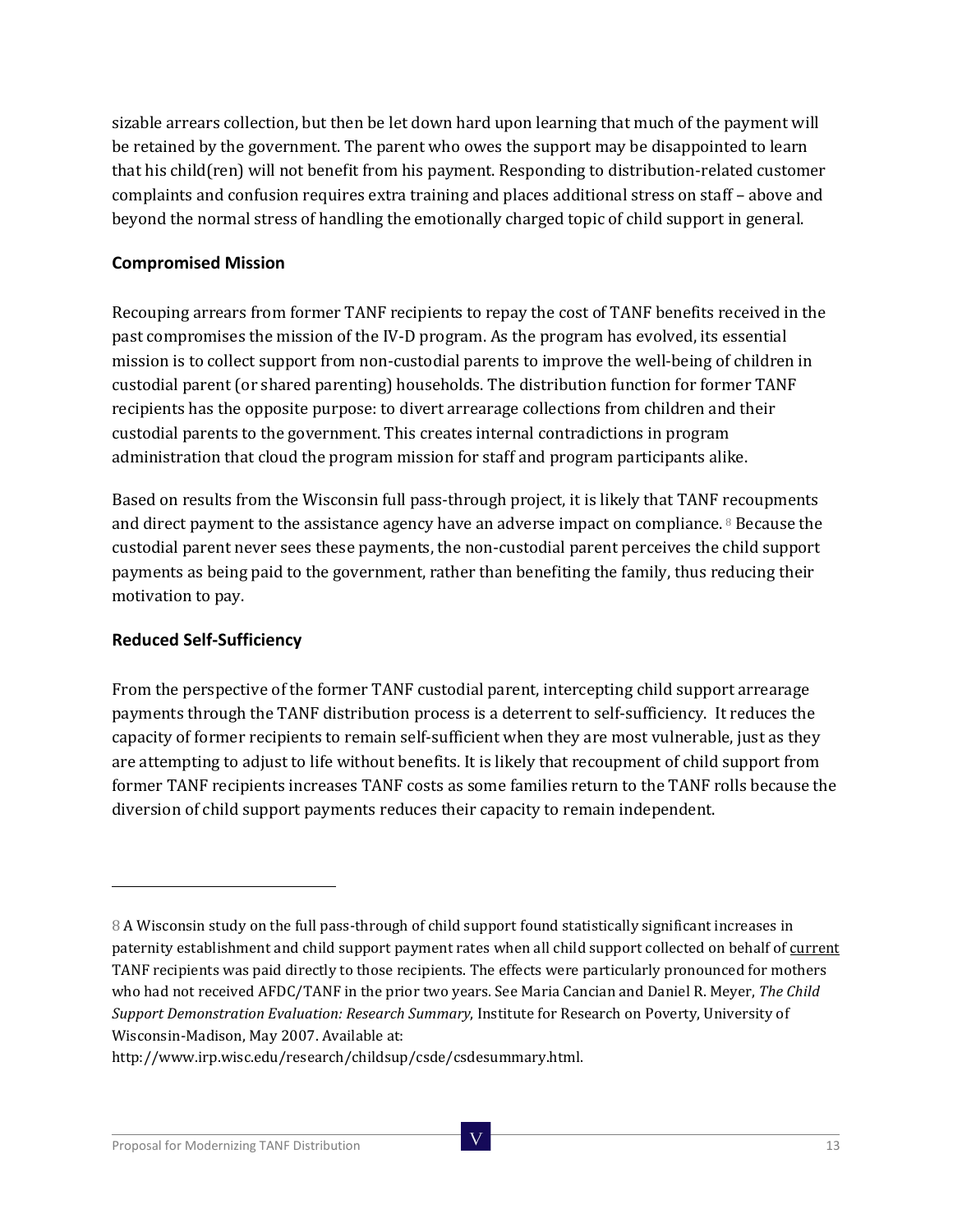sizable arrears collection, but then be let down hard upon learning that much of the payment will be retained by the government. The parent who owes the support may be disappointed to learn that his child(ren) will not benefit from his payment. Responding to distribution-related customer complaints and confusion requires extra training and places additional stress on staff – above and beyond the normal stress of handling the emotionally charged topic of child support in general.

## Compromised Mission

Recouping arrears from former TANF recipients to repay the cost of TANF benefits received in the past compromises the mission of the IV-D program. As the program has evolved, its essential mission is to collect support from non-custodial parents to improve the well-being of children in custodial parent (or shared parenting) households. The distribution function for former TANF recipients has the opposite purpose: to divert arrearage collections from children and their custodial parents to the government. This creates internal contradictions in program administration that cloud the program mission for staff and program participants alike.

Based on results from the Wisconsin full pass-through project, it is likely that TANF recoupments and direct payment to the assistance agency have an adverse impact on compliance. [8] Because the custodial parent never sees these payments, the non-custodial parent perceives the child support payments as being paid to the government, rather than benefiting the family, thus reducing their motivation to pay.

## Reduced Self-Sufficiency

From the perspective of the former TANF custodial parent, intercepting child support arrearage payments through the TANF distribution process is a deterrent to self-sufficiency. It reduces the capacity of former recipients to remain self-sufficient when they are most vulnerable, just as they are attempting to adjust to life without benefits. It is likely that recoupment of child support from former TANF recipients increases TANF costs as some families return to the TANF rolls because the diversion of child support payments reduces their capacity to remain independent.

---

8 A Wisconsin study on the full pass-through of child support found statistically significant increases in paternity establishment and child support payment rates when all child support collected on behalf of current TANF recipients was paid directly to those recipients. The effects were particularly pronounced for mothers who had not received AFDC/TANF in the prior two years. See Maria Cancian and Daniel R. Meyer, *The Child Support Demonstration Evaluation: Research Summary*, Institute for Research on Poverty, University of Wisconsin-Madison, May 2007. Available at: http://www.irp.wisc.edu/research/childsup/csde/csdesummary.html.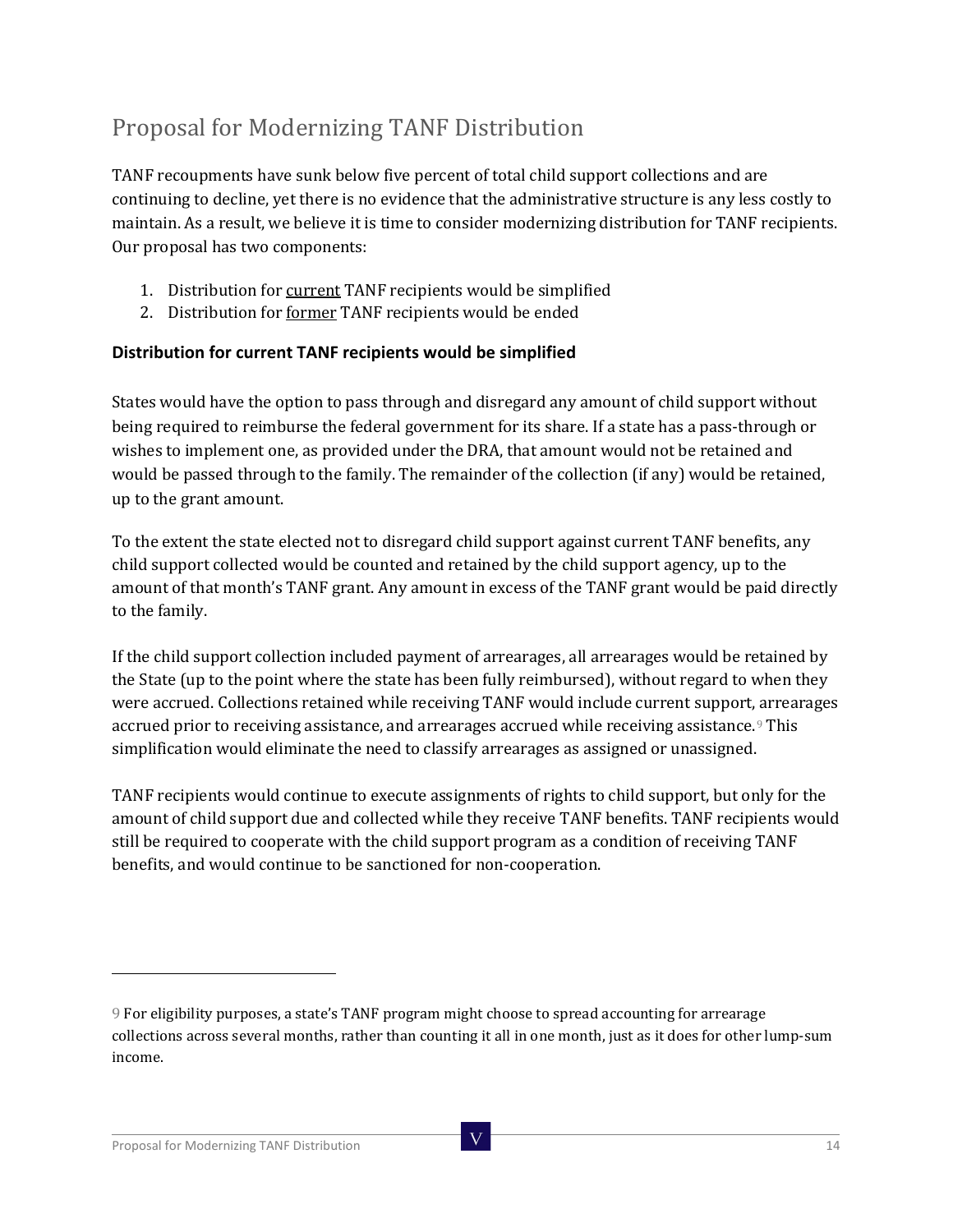## Proposal for Modernizing TANF Distribution

TANF recoupments have sunk below five percent of total child support collections and are continuing to decline, yet there is no evidence that the administrative structure is any less costly to maintain. As a result, we believe it is time to consider modernizing distribution for TANF recipients. Our proposal has two components:

1. Distribution for <u>current</u> TANF recipients would be simplified
2. Distribution for <u>former</u> TANF recipients would be ended

### Distribution for current TANF recipients would be simplified

States would have the option to pass through and disregard any amount of child support without being required to reimburse the federal government for its share. If a state has a pass-through or wishes to implement one, as provided under the DRA, that amount would not be retained and would be passed through to the family. The remainder of the collection (if any) would be retained, up to the grant amount.

To the extent the state elected not to disregard child support against current TANF benefits, any child support collected would be counted and retained by the child support agency, up to the amount of that month's TANF grant. Any amount in excess of the TANF grant would be paid directly to the family.

If the child support collection included payment of arrearages, all arrearages would be retained by the State (up to the point where the state has been fully reimbursed), without regard to when they were accrued. Collections retained while receiving TANF would include current support, arrearages accrued prior to receiving assistance, and arrearages accrued while receiving assistance.[9] This simplification would eliminate the need to classify arrearages as assigned or unassigned.

TANF recipients would continue to execute assignments of rights to child support, but only for the amount of child support due and collected while they receive TANF benefits. TANF recipients would still be required to cooperate with the child support program as a condition of receiving TANF benefits, and would continue to be sanctioned for non-cooperation.

---

[9] For eligibility purposes, a state's TANF program might choose to spread accounting for arrearage collections across several months, rather than counting it all in one month, just as it does for other lump-sum income.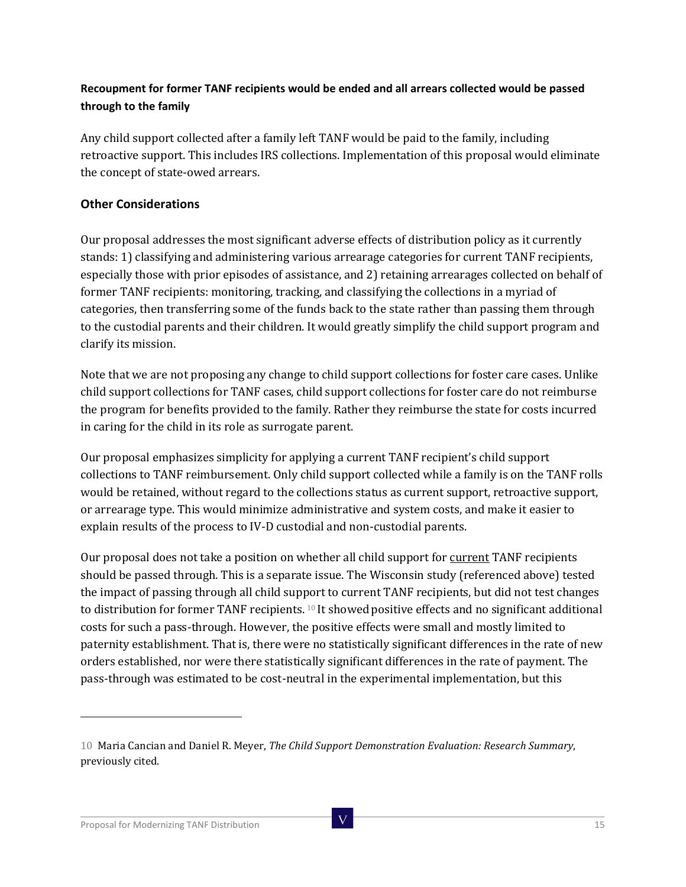**Recoupment for former TANF recipients would be ended and all arrears collected would be passed through to the family**

Any child support collected after a family left TANF would be paid to the family, including retroactive support. This includes IRS collections. Implementation of this proposal would eliminate the concept of state-owed arrears.

### Other Considerations

Our proposal addresses the most significant adverse effects of distribution policy as it currently stands: 1) classifying and administering various arrearage categories for current TANF recipients, especially those with prior episodes of assistance, and 2) retaining arrearages collected on behalf of former TANF recipients: monitoring, tracking, and classifying the collections in a myriad of categories, then transferring some of the funds back to the state rather than passing them through to the custodial parents and their children. It would greatly simplify the child support program and clarify its mission.

Note that we are not proposing any change to child support collections for foster care cases. Unlike child support collections for TANF cases, child support collections for foster care do not reimburse the program for benefits provided to the family. Rather they reimburse the state for costs incurred in caring for the child in its role as surrogate parent.

Our proposal emphasizes simplicity for applying a current TANF recipient's child support collections to TANF reimbursement. Only child support collected while a family is on the TANF rolls would be retained, without regard to the collections status as current support, retroactive support, or arrearage type. This would minimize administrative and system costs, and make it easier to explain results of the process to IV-D custodial and non-custodial parents.

Our proposal does not take a position on whether all child support for current TANF recipients should be passed through. This is a separate issue. The Wisconsin study (referenced above) tested the impact of passing through all child support to current TANF recipients, but did not test changes to distribution for former TANF recipients. [10] It showed positive effects and no significant additional costs for such a pass-through. However, the positive effects were small and mostly limited to paternity establishment. That is, there were no statistically significant differences in the rate of new orders established, nor were there statistically significant differences in the rate of payment. The pass-through was estimated to be cost-neutral in the experimental implementation, but this

---

10 Maria Cancian and Daniel R. Meyer, *The Child Support Demonstration Evaluation: Research Summary*, previously cited.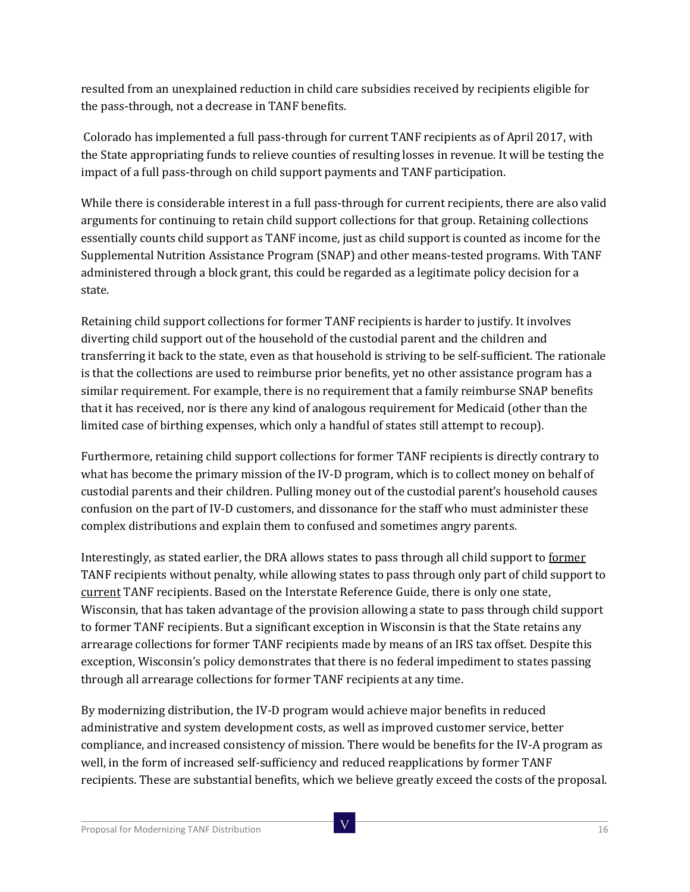resulted from an unexplained reduction in child care subsidies received by recipients eligible for the pass-through, not a decrease in TANF benefits.

Colorado has implemented a full pass-through for current TANF recipients as of April 2017, with the State appropriating funds to relieve counties of resulting losses in revenue. It will be testing the impact of a full pass-through on child support payments and TANF participation.

While there is considerable interest in a full pass-through for current recipients, there are also valid arguments for continuing to retain child support collections for that group. Retaining collections essentially counts child support as TANF income, just as child support is counted as income for the Supplemental Nutrition Assistance Program (SNAP) and other means-tested programs. With TANF administered through a block grant, this could be regarded as a legitimate policy decision for a state.

Retaining child support collections for former TANF recipients is harder to justify. It involves diverting child support out of the household of the custodial parent and the children and transferring it back to the state, even as that household is striving to be self-sufficient. The rationale is that the collections are used to reimburse prior benefits, yet no other assistance program has a similar requirement. For example, there is no requirement that a family reimburse SNAP benefits that it has received, nor is there any kind of analogous requirement for Medicaid (other than the limited case of birthing expenses, which only a handful of states still attempt to recoup).

Furthermore, retaining child support collections for former TANF recipients is directly contrary to what has become the primary mission of the IV-D program, which is to collect money on behalf of custodial parents and their children. Pulling money out of the custodial parent's household causes confusion on the part of IV-D customers, and dissonance for the staff who must administer these complex distributions and explain them to confused and sometimes angry parents.

Interestingly, as stated earlier, the DRA allows states to pass through all child support to <u>former</u> TANF recipients without penalty, while allowing states to pass through only part of child support to <u>current</u> TANF recipients. Based on the Interstate Reference Guide, there is only one state, Wisconsin, that has taken advantage of the provision allowing a state to pass through child support to former TANF recipients. But a significant exception in Wisconsin is that the State retains any arrearage collections for former TANF recipients made by means of an IRS tax offset. Despite this exception, Wisconsin's policy demonstrates that there is no federal impediment to states passing through all arrearage collections for former TANF recipients at any time.

By modernizing distribution, the IV-D program would achieve major benefits in reduced administrative and system development costs, as well as improved customer service, better compliance, and increased consistency of mission. There would be benefits for the IV-A program as well, in the form of increased self-sufficiency and reduced reapplications by former TANF recipients. These are substantial benefits, which we believe greatly exceed the costs of the proposal.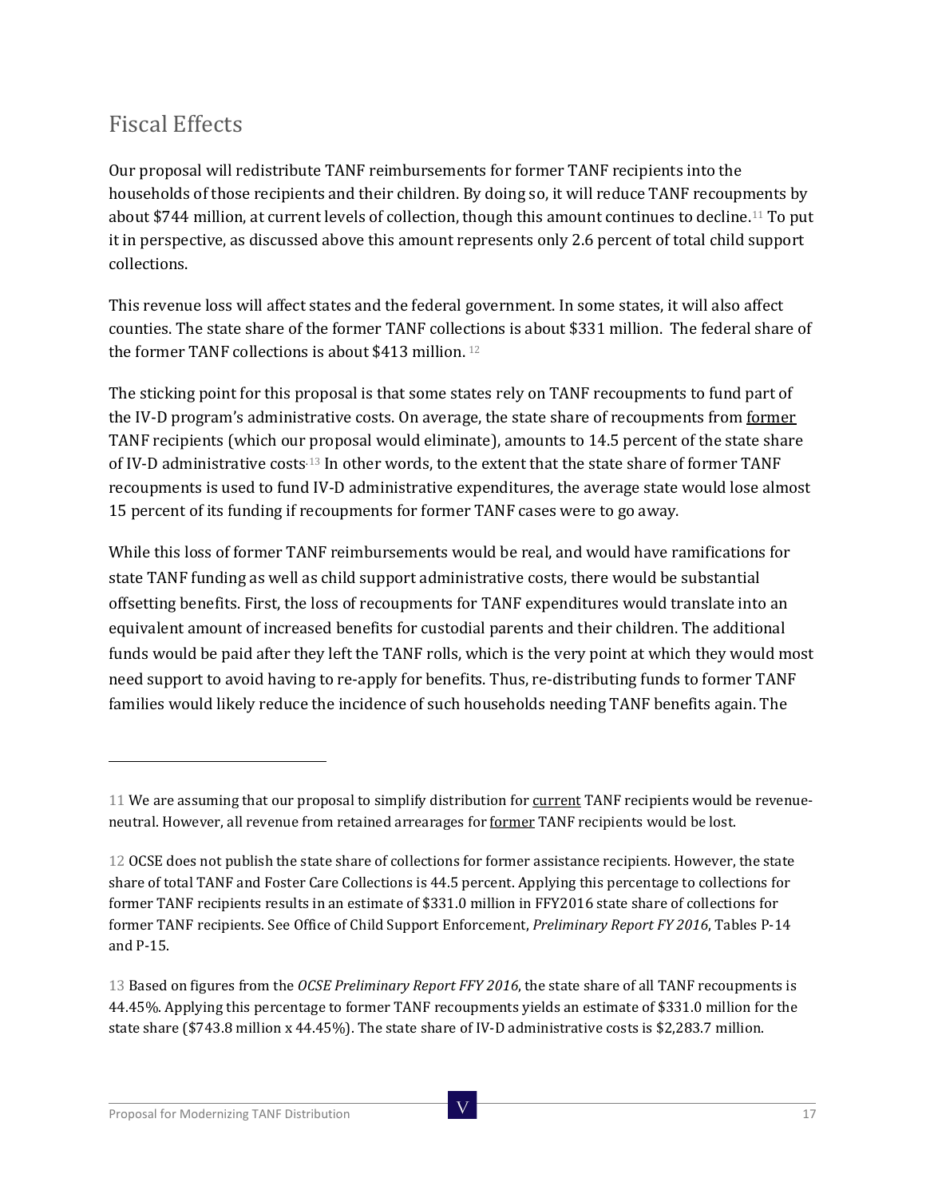## Fiscal Effects

Our proposal will redistribute TANF reimbursements for former TANF recipients into the households of those recipients and their children. By doing so, it will reduce TANF recoupments by about $744 million, at current levels of collection, though this amount continues to decline.[11] To put it in perspective, as discussed above this amount represents only 2.6 percent of total child support collections.

This revenue loss will affect states and the federal government. In some states, it will also affect counties. The state share of the former TANF collections is about $331 million. The federal share of the former TANF collections is about $413 million. [12]

The sticking point for this proposal is that some states rely on TANF recoupments to fund part of the IV-D program's administrative costs. On average, the state share of recoupments from former TANF recipients (which our proposal would eliminate), amounts to 14.5 percent of the state share of IV-D administrative costs.[13] In other words, to the extent that the state share of former TANF recoupments is used to fund IV-D administrative expenditures, the average state would lose almost 15 percent of its funding if recoupments for former TANF cases were to go away.

While this loss of former TANF reimbursements would be real, and would have ramifications for state TANF funding as well as child support administrative costs, there would be substantial offsetting benefits. First, the loss of recoupments for TANF expenditures would translate into an equivalent amount of increased benefits for custodial parents and their children. The additional funds would be paid after they left the TANF rolls, which is the very point at which they would most need support to avoid having to re-apply for benefits. Thus, re-distributing funds to former TANF families would likely reduce the incidence of such households needing TANF benefits again. The

---

11 We are assuming that our proposal to simplify distribution for current TANF recipients would be revenue-neutral. However, all revenue from retained arrearages for former TANF recipients would be lost.

12 OCSE does not publish the state share of collections for former assistance recipients. However, the state share of total TANF and Foster Care Collections is 44.5 percent. Applying this percentage to collections for former TANF recipients results in an estimate of $331.0 million in FFY2016 state share of collections for former TANF recipients. See Office of Child Support Enforcement, *Preliminary Report FY 2016*, Tables P-14 and P-15.

13 Based on figures from the *OCSE Preliminary Report FFY 2016*, the state share of all TANF recoupments is 44.45%. Applying this percentage to former TANF recoupments yields an estimate of $331.0 million for the state share ($743.8 million x 44.45%). The state share of IV-D administrative costs is $2,283.7 million.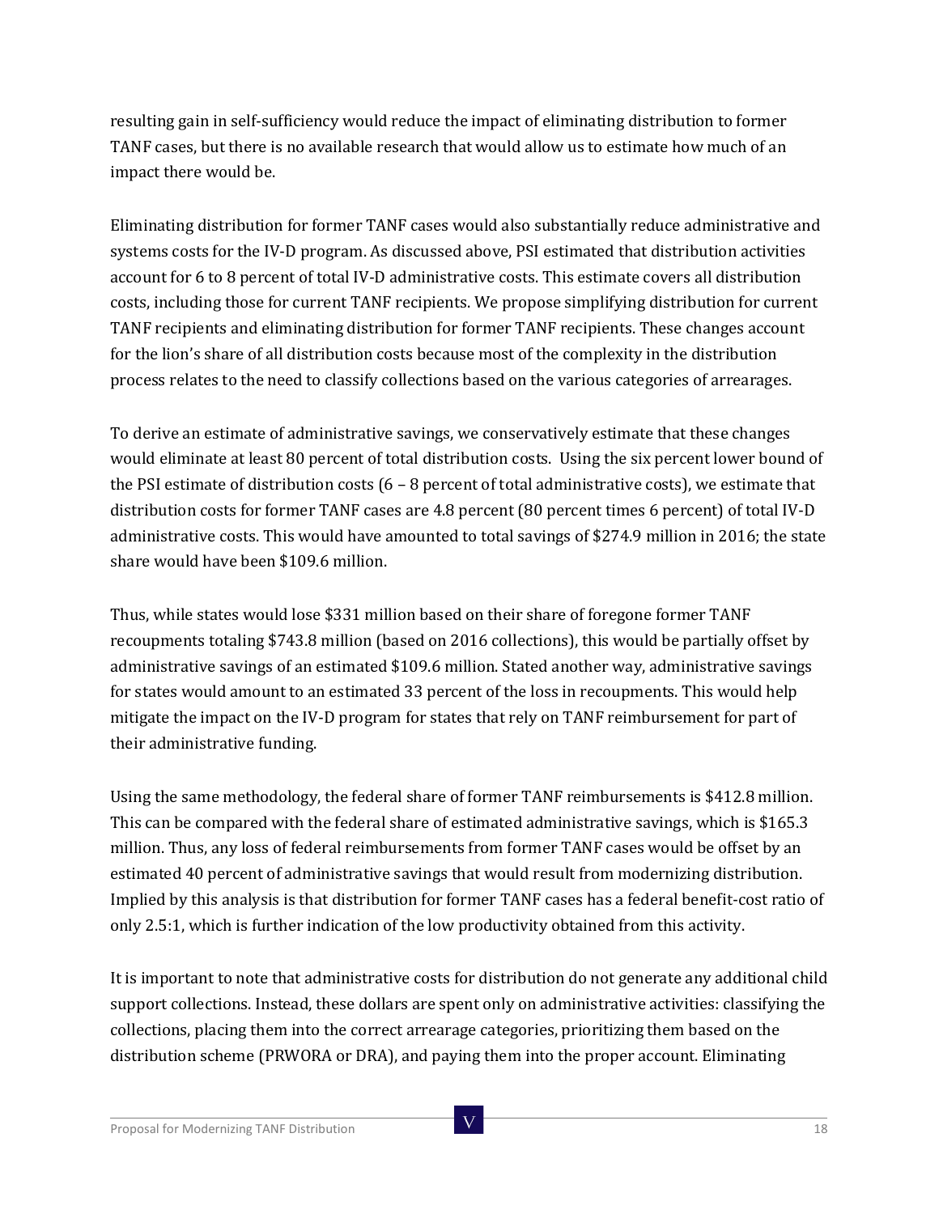resulting gain in self-sufficiency would reduce the impact of eliminating distribution to former TANF cases, but there is no available research that would allow us to estimate how much of an impact there would be.

Eliminating distribution for former TANF cases would also substantially reduce administrative and systems costs for the IV-D program. As discussed above, PSI estimated that distribution activities account for 6 to 8 percent of total IV-D administrative costs. This estimate covers all distribution costs, including those for current TANF recipients. We propose simplifying distribution for current TANF recipients and eliminating distribution for former TANF recipients. These changes account for the lion's share of all distribution costs because most of the complexity in the distribution process relates to the need to classify collections based on the various categories of arrearages.

To derive an estimate of administrative savings, we conservatively estimate that these changes would eliminate at least 80 percent of total distribution costs. Using the six percent lower bound of the PSI estimate of distribution costs (6 – 8 percent of total administrative costs), we estimate that distribution costs for former TANF cases are 4.8 percent (80 percent times 6 percent) of total IV-D administrative costs. This would have amounted to total savings of $274.9 million in 2016; the state share would have been $109.6 million.

Thus, while states would lose $331 million based on their share of foregone former TANF recoupments totaling $743.8 million (based on 2016 collections), this would be partially offset by administrative savings of an estimated $109.6 million. Stated another way, administrative savings for states would amount to an estimated 33 percent of the loss in recoupments. This would help mitigate the impact on the IV-D program for states that rely on TANF reimbursement for part of their administrative funding.

Using the same methodology, the federal share of former TANF reimbursements is $412.8 million. This can be compared with the federal share of estimated administrative savings, which is $165.3 million. Thus, any loss of federal reimbursements from former TANF cases would be offset by an estimated 40 percent of administrative savings that would result from modernizing distribution. Implied by this analysis is that distribution for former TANF cases has a federal benefit-cost ratio of only 2.5:1, which is further indication of the low productivity obtained from this activity.

It is important to note that administrative costs for distribution do not generate any additional child support collections. Instead, these dollars are spent only on administrative activities: classifying the collections, placing them into the correct arrearage categories, prioritizing them based on the distribution scheme (PRWORA or DRA), and paying them into the proper account. Eliminating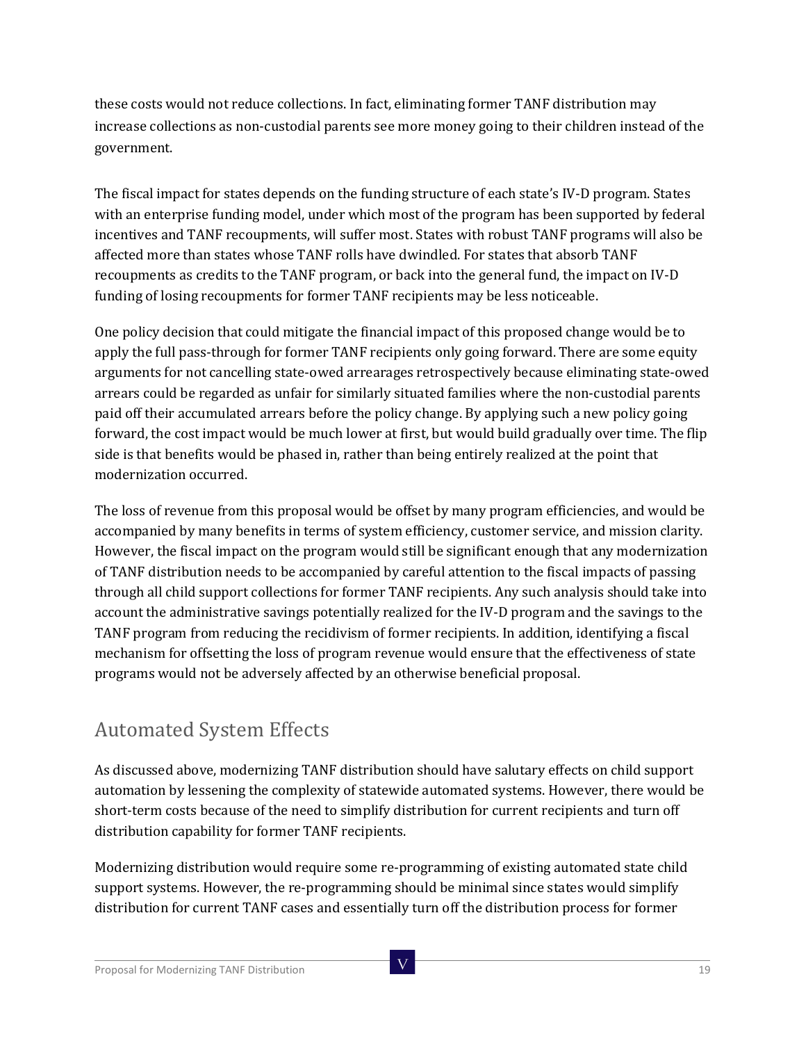these costs would not reduce collections. In fact, eliminating former TANF distribution may increase collections as non-custodial parents see more money going to their children instead of the government.

The fiscal impact for states depends on the funding structure of each state's IV-D program. States with an enterprise funding model, under which most of the program has been supported by federal incentives and TANF recoupments, will suffer most. States with robust TANF programs will also be affected more than states whose TANF rolls have dwindled. For states that absorb TANF recoupments as credits to the TANF program, or back into the general fund, the impact on IV-D funding of losing recoupments for former TANF recipients may be less noticeable.

One policy decision that could mitigate the financial impact of this proposed change would be to apply the full pass-through for former TANF recipients only going forward. There are some equity arguments for not cancelling state-owed arrearages retrospectively because eliminating state-owed arrears could be regarded as unfair for similarly situated families where the non-custodial parents paid off their accumulated arrears before the policy change. By applying such a new policy going forward, the cost impact would be much lower at first, but would build gradually over time. The flip side is that benefits would be phased in, rather than being entirely realized at the point that modernization occurred.

The loss of revenue from this proposal would be offset by many program efficiencies, and would be accompanied by many benefits in terms of system efficiency, customer service, and mission clarity. However, the fiscal impact on the program would still be significant enough that any modernization of TANF distribution needs to be accompanied by careful attention to the fiscal impacts of passing through all child support collections for former TANF recipients. Any such analysis should take into account the administrative savings potentially realized for the IV-D program and the savings to the TANF program from reducing the recidivism of former recipients. In addition, identifying a fiscal mechanism for offsetting the loss of program revenue would ensure that the effectiveness of state programs would not be adversely affected by an otherwise beneficial proposal.

## Automated System Effects

As discussed above, modernizing TANF distribution should have salutary effects on child support automation by lessening the complexity of statewide automated systems. However, there would be short-term costs because of the need to simplify distribution for current recipients and turn off distribution capability for former TANF recipients.

Modernizing distribution would require some re-programming of existing automated state child support systems. However, the re-programming should be minimal since states would simplify distribution for current TANF cases and essentially turn off the distribution process for former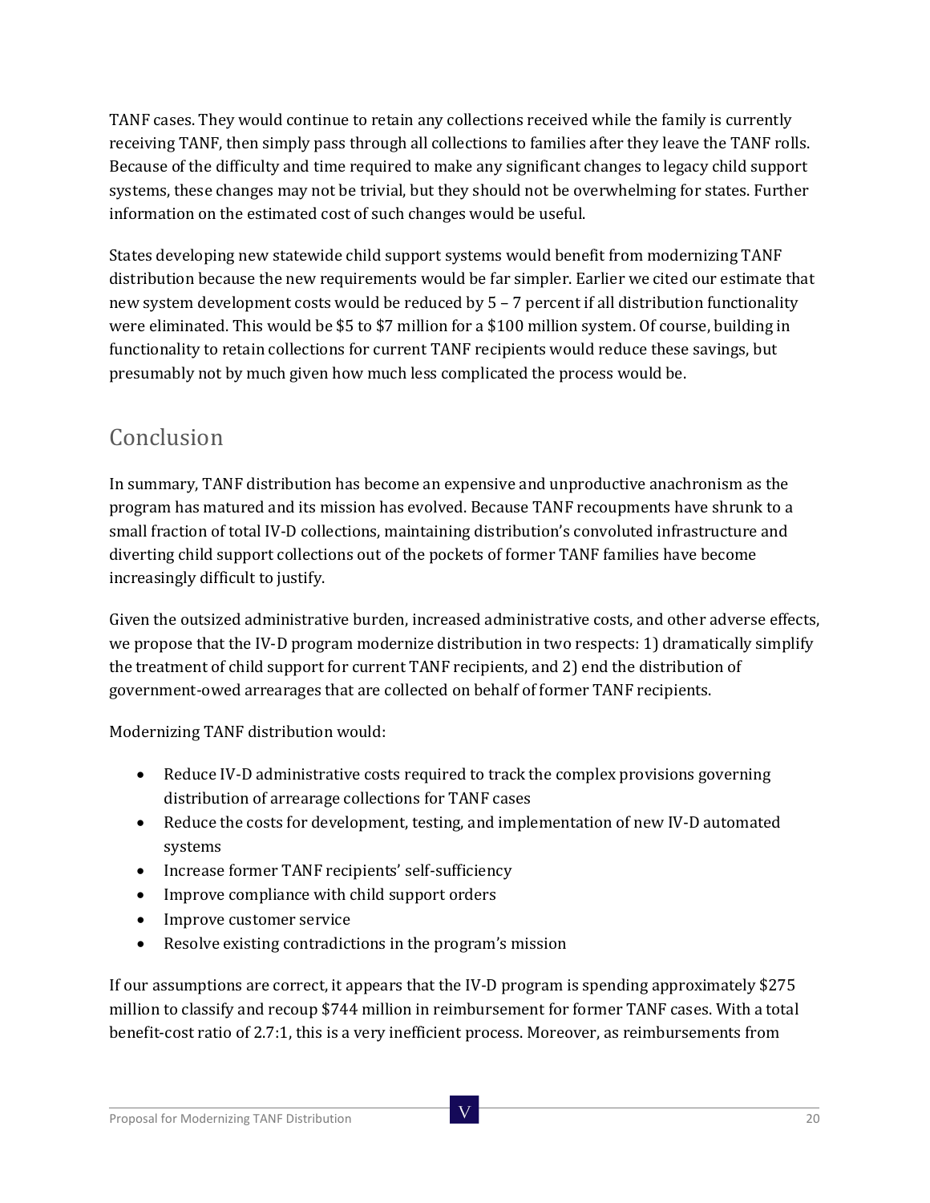TANF cases. They would continue to retain any collections received while the family is currently receiving TANF, then simply pass through all collections to families after they leave the TANF rolls. Because of the difficulty and time required to make any significant changes to legacy child support systems, these changes may not be trivial, but they should not be overwhelming for states. Further information on the estimated cost of such changes would be useful.

States developing new statewide child support systems would benefit from modernizing TANF distribution because the new requirements would be far simpler. Earlier we cited our estimate that new system development costs would be reduced by 5 – 7 percent if all distribution functionality were eliminated. This would be $5 to $7 million for a $100 million system. Of course, building in functionality to retain collections for current TANF recipients would reduce these savings, but presumably not by much given how much less complicated the process would be.

## Conclusion

In summary, TANF distribution has become an expensive and unproductive anachronism as the program has matured and its mission has evolved. Because TANF recoupments have shrunk to a small fraction of total IV-D collections, maintaining distribution's convoluted infrastructure and diverting child support collections out of the pockets of former TANF families have become increasingly difficult to justify.

Given the outsized administrative burden, increased administrative costs, and other adverse effects, we propose that the IV-D program modernize distribution in two respects: 1) dramatically simplify the treatment of child support for current TANF recipients, and 2) end the distribution of government-owed arrearages that are collected on behalf of former TANF recipients.

Modernizing TANF distribution would:

- Reduce IV-D administrative costs required to track the complex provisions governing distribution of arrearage collections for TANF cases
- Reduce the costs for development, testing, and implementation of new IV-D automated systems
- Increase former TANF recipients' self-sufficiency
- Improve compliance with child support orders
- Improve customer service
- Resolve existing contradictions in the program's mission

If our assumptions are correct, it appears that the IV-D program is spending approximately $275 million to classify and recoup $744 million in reimbursement for former TANF cases. With a total benefit-cost ratio of 2.7:1, this is a very inefficient process. Moreover, as reimbursements from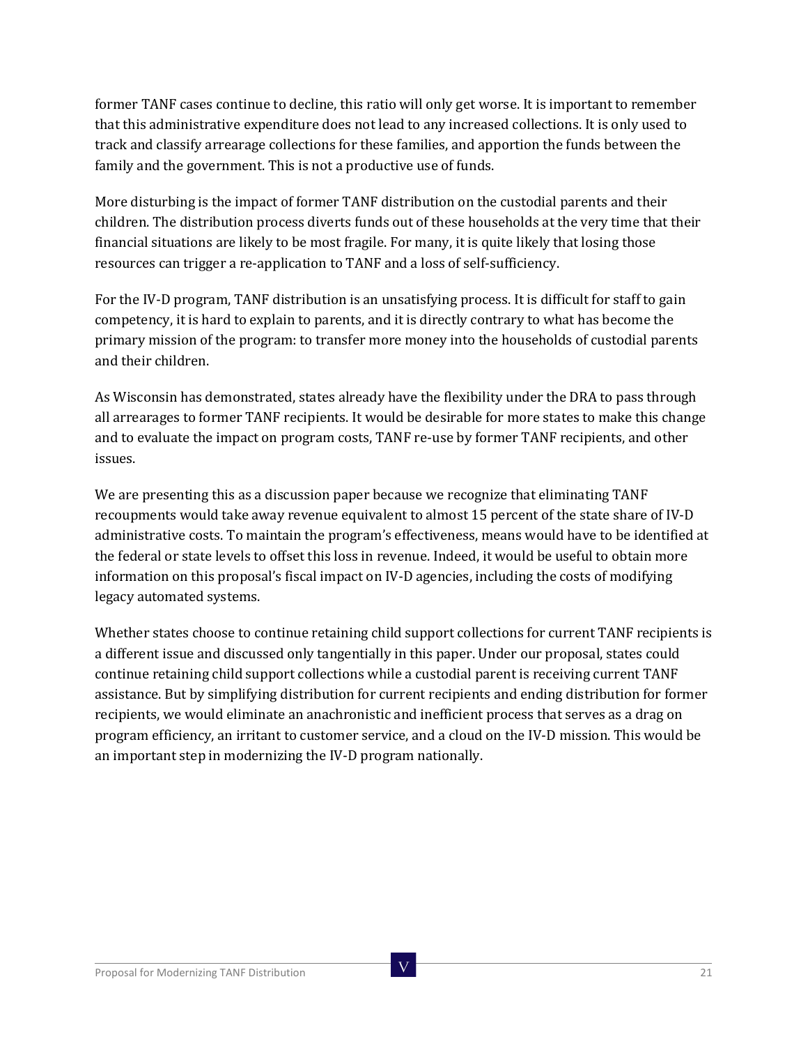former TANF cases continue to decline, this ratio will only get worse. It is important to remember that this administrative expenditure does not lead to any increased collections. It is only used to track and classify arrearage collections for these families, and apportion the funds between the family and the government. This is not a productive use of funds.

More disturbing is the impact of former TANF distribution on the custodial parents and their children. The distribution process diverts funds out of these households at the very time that their financial situations are likely to be most fragile. For many, it is quite likely that losing those resources can trigger a re-application to TANF and a loss of self-sufficiency.

For the IV-D program, TANF distribution is an unsatisfying process. It is difficult for staff to gain competency, it is hard to explain to parents, and it is directly contrary to what has become the primary mission of the program: to transfer more money into the households of custodial parents and their children.

As Wisconsin has demonstrated, states already have the flexibility under the DRA to pass through all arrearages to former TANF recipients. It would be desirable for more states to make this change and to evaluate the impact on program costs, TANF re-use by former TANF recipients, and other issues.

We are presenting this as a discussion paper because we recognize that eliminating TANF recoupments would take away revenue equivalent to almost 15 percent of the state share of IV-D administrative costs. To maintain the program's effectiveness, means would have to be identified at the federal or state levels to offset this loss in revenue. Indeed, it would be useful to obtain more information on this proposal's fiscal impact on IV-D agencies, including the costs of modifying legacy automated systems.

Whether states choose to continue retaining child support collections for current TANF recipients is a different issue and discussed only tangentially in this paper. Under our proposal, states could continue retaining child support collections while a custodial parent is receiving current TANF assistance. But by simplifying distribution for current recipients and ending distribution for former recipients, we would eliminate an anachronistic and inefficient process that serves as a drag on program efficiency, an irritant to customer service, and a cloud on the IV-D mission. This would be an important step in modernizing the IV-D program nationally.